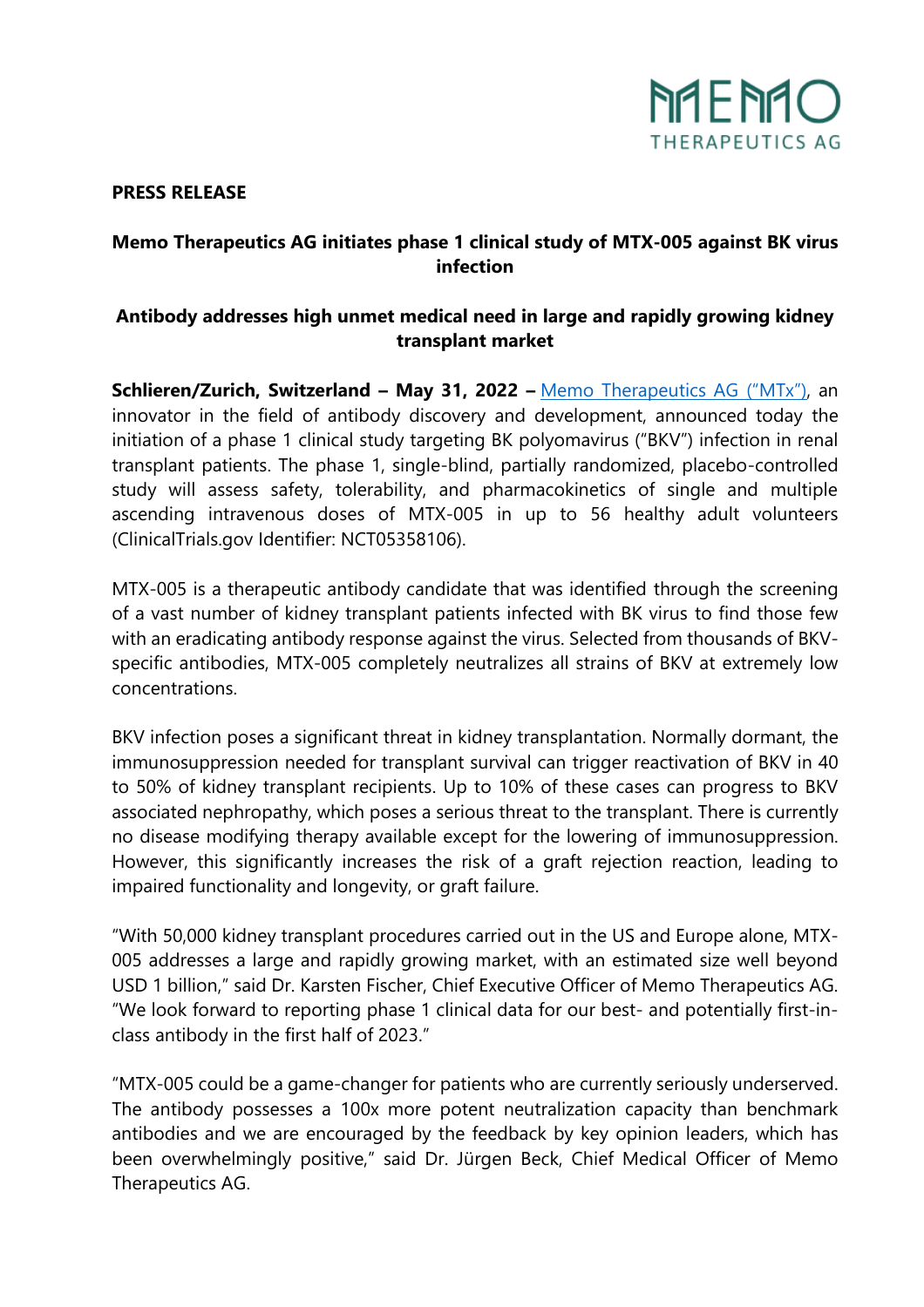**PRESS RELEASE**

# Memo Therapeutics AG initiates phase 1 clinical study of MTX-005 against BK virus infection

## Antibody addresses high unmet medical need in large and rapidly growing kidney transplant market

**Schlieren/Zurich, Switzerland – May 31, 2022 –** [Memo Therapeutics AG ("MTx")](), an innovator in the field of antibody discovery and development, announced today the initiation of a phase 1 clinical study targeting BK polyomavirus ("BKV") infection in renal transplant patients. The phase 1, single-blind, partially randomized, placebo-controlled study will assess safety, tolerability, and pharmacokinetics of single and multiple ascending intravenous doses of MTX-005 in up to 56 healthy adult volunteers (ClinicalTrials.gov Identifier: NCT05358106).

MTX-005 is a therapeutic antibody candidate that was identified through the screening of a vast number of kidney transplant patients infected with BK virus to find those few with an eradicating antibody response against the virus. Selected from thousands of BKV-specific antibodies, MTX-005 completely neutralizes all strains of BKV at extremely low concentrations.

BKV infection poses a significant threat in kidney transplantation. Normally dormant, the immunosuppression needed for transplant survival can trigger reactivation of BKV in 40 to 50% of kidney transplant recipients. Up to 10% of these cases can progress to BKV associated nephropathy, which poses a serious threat to the transplant. There is currently no disease modifying therapy available except for the lowering of immunosuppression. However, this significantly increases the risk of a graft rejection reaction, leading to impaired functionality and longevity, or graft failure.

"With 50,000 kidney transplant procedures carried out in the US and Europe alone, MTX-005 addresses a large and rapidly growing market, with an estimated size well beyond USD 1 billion," said Dr. Karsten Fischer, Chief Executive Officer of Memo Therapeutics AG. "We look forward to reporting phase 1 clinical data for our best- and potentially first-in-class antibody in the first half of 2023."

"MTX-005 could be a game-changer for patients who are currently seriously underserved. The antibody possesses a 100x more potent neutralization capacity than benchmark antibodies and we are encouraged by the feedback by key opinion leaders, which has been overwhelmingly positive," said Dr. Jürgen Beck, Chief Medical Officer of Memo Therapeutics AG.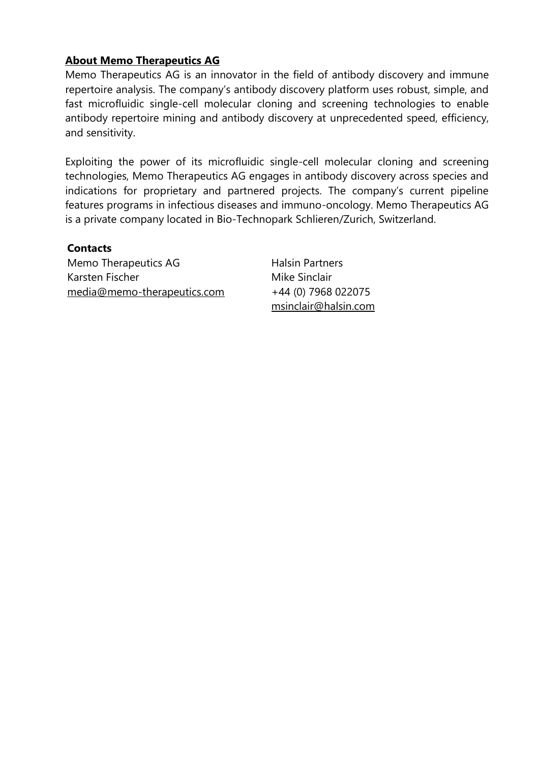## About Memo Therapeutics AG

Memo Therapeutics AG is an innovator in the field of antibody discovery and immune repertoire analysis. The company's antibody discovery platform uses robust, simple, and fast microfluidic single-cell molecular cloning and screening technologies to enable antibody repertoire mining and antibody discovery at unprecedented speed, efficiency, and sensitivity.

Exploiting the power of its microfluidic single-cell molecular cloning and screening technologies, Memo Therapeutics AG engages in antibody discovery across species and indications for proprietary and partnered projects. The company's current pipeline features programs in infectious diseases and immuno-oncology. Memo Therapeutics AG is a private company located in Bio-Technopark Schlieren/Zurich, Switzerland.

**Contacts**

Memo Therapeutics AG
Karsten Fischer
media@memo-therapeutics.com

Halsin Partners
Mike Sinclair
+44 (0) 7968 022075
msinclair@halsin.com